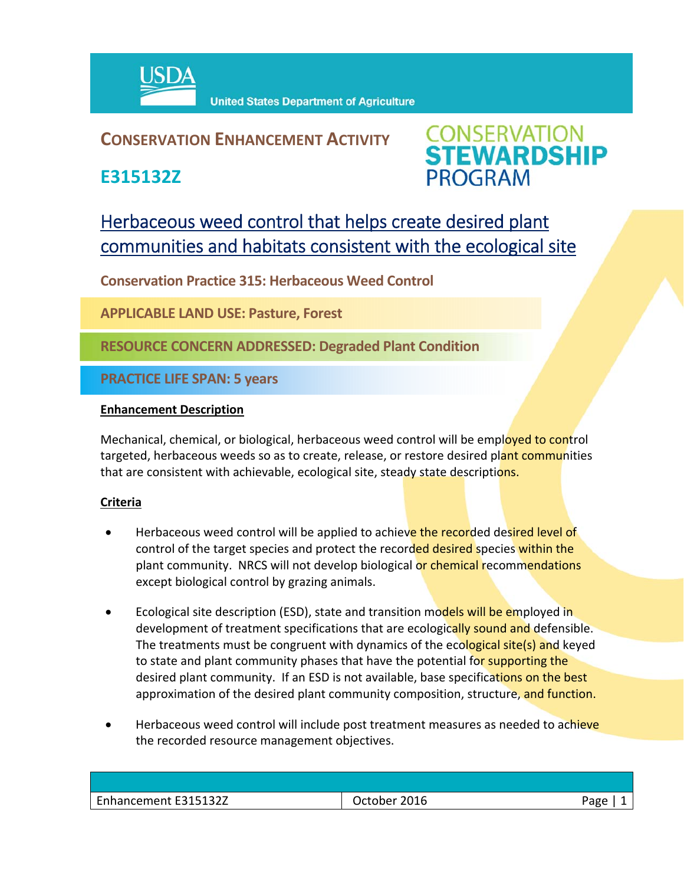**United States Department of Agriculture**

## CONSERVATION ENHANCEMENT ACTIVITY

## E315132Z

**CONSERVATION STEWARDSHIP PROGRAM**

# Herbaceous weed control that helps create desired plant communities and habitats consistent with the ecological site

**Conservation Practice 315: Herbaceous Weed Control**

**APPLICABLE LAND USE: Pasture, Forest**

**RESOURCE CONCERN ADDRESSED: Degraded Plant Condition**

**PRACTICE LIFE SPAN: 5 years**

### Enhancement Description

Mechanical, chemical, or biological, herbaceous weed control will be employed to control targeted, herbaceous weeds so as to create, release, or restore desired plant communities that are consistent with achievable, ecological site, steady state descriptions.

### Criteria

- Herbaceous weed control will be applied to achieve the recorded desired level of control of the target species and protect the recorded desired species within the plant community. NRCS will not develop biological or chemical recommendations except biological control by grazing animals.

- Ecological site description (ESD), state and transition models will be employed in development of treatment specifications that are ecologically sound and defensible. The treatments must be congruent with dynamics of the ecological site(s) and keyed to state and plant community phases that have the potential for supporting the desired plant community. If an ESD is not available, base specifications on the best approximation of the desired plant community composition, structure, and function.

- Herbaceous weed control will include post treatment measures as needed to achieve the recorded resource management objectives.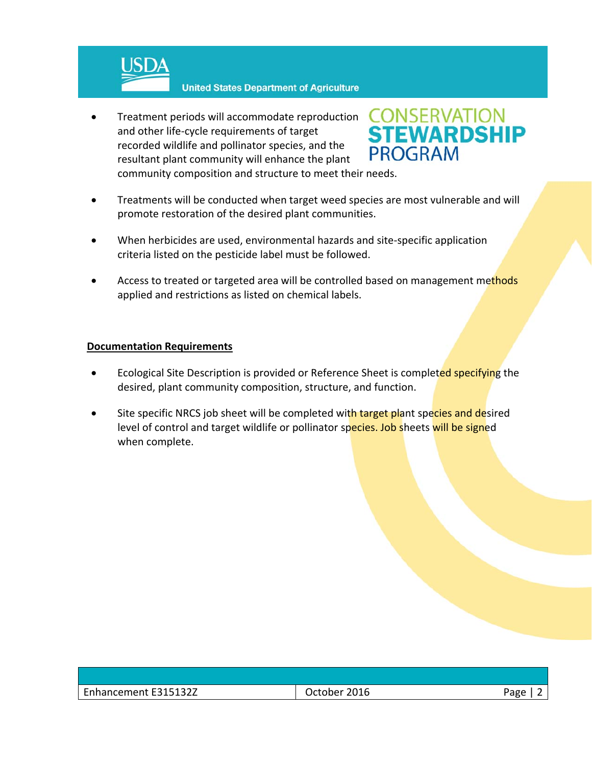- Treatment periods will accommodate reproduction and other life-cycle requirements of target recorded wildlife and pollinator species, and the resultant plant community will enhance the plant community composition and structure to meet their needs.

- Treatments will be conducted when target weed species are most vulnerable and will promote restoration of the desired plant communities.

- When herbicides are used, environmental hazards and site-specific application criteria listed on the pesticide label must be followed.

- Access to treated or targeted area will be controlled based on management methods applied and restrictions as listed on chemical labels.

**Documentation Requirements**

- Ecological Site Description is provided or Reference Sheet is completed specifying the desired, plant community composition, structure, and function.

- Site specific NRCS job sheet will be completed with target plant species and desired level of control and target wildlife or pollinator species. Job sheets will be signed when complete.